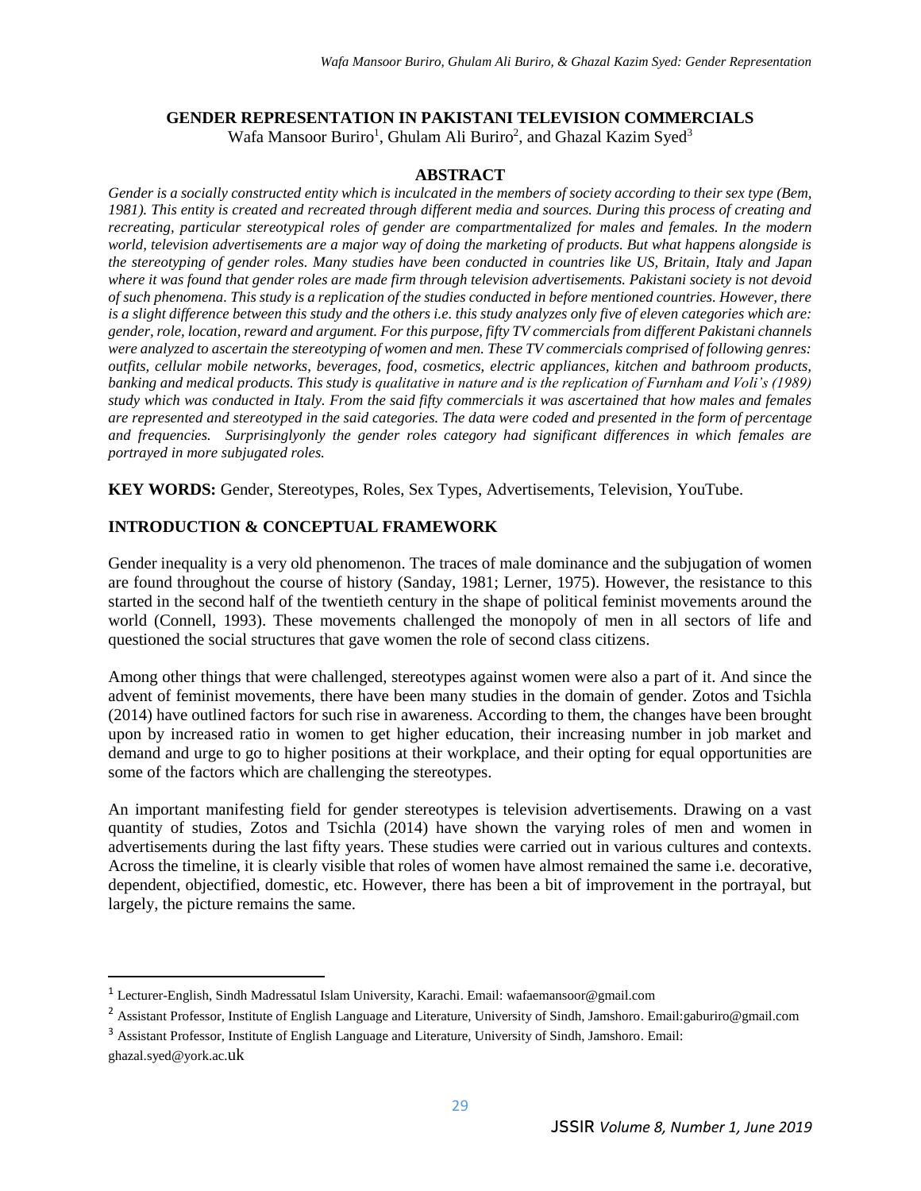# GENDER REPRESENTATION IN PAKISTANI TELEVISION COMMERCIALS

Wafa Mansoor Buriro[1], Ghulam Ali Buriro[2], and Ghazal Kazim Syed[3]

## ABSTRACT

*Gender is a socially constructed entity which is inculcated in the members of society according to their sex type (Bem, 1981). This entity is created and recreated through different media and sources. During this process of creating and recreating, particular stereotypical roles of gender are compartmentalized for males and females. In the modern world, television advertisements are a major way of doing the marketing of products. But what happens alongside is the stereotyping of gender roles. Many studies have been conducted in countries like US, Britain, Italy and Japan where it was found that gender roles are made firm through television advertisements. Pakistani society is not devoid of such phenomena. This study is a replication of the studies conducted in before mentioned countries. However, there is a slight difference between this study and the others i.e. this study analyzes only five of eleven categories which are: gender, role, location, reward and argument. For this purpose, fifty TV commercials from different Pakistani channels were analyzed to ascertain the stereotyping of women and men. These TV commercials comprised of following genres: outfits, cellular mobile networks, beverages, food, cosmetics, electric appliances, kitchen and bathroom products, banking and medical products. This study is qualitative in nature and is the replication of Furnham and Voli's (1989) study which was conducted in Italy. From the said fifty commercials it was ascertained that how males and females are represented and stereotyped in the said categories. The data were coded and presented in the form of percentage and frequencies. Surprisinglyonly the gender roles category had significant differences in which females are portrayed in more subjugated roles.*

**KEY WORDS:** Gender, Stereotypes, Roles, Sex Types, Advertisements, Television, YouTube.

## INTRODUCTION & CONCEPTUAL FRAMEWORK

Gender inequality is a very old phenomenon. The traces of male dominance and the subjugation of women are found throughout the course of history (Sanday, 1981; Lerner, 1975). However, the resistance to this started in the second half of the twentieth century in the shape of political feminist movements around the world (Connell, 1993). These movements challenged the monopoly of men in all sectors of life and questioned the social structures that gave women the role of second class citizens.

Among other things that were challenged, stereotypes against women were also a part of it. And since the advent of feminist movements, there have been many studies in the domain of gender. Zotos and Tsichla (2014) have outlined factors for such rise in awareness. According to them, the changes have been brought upon by increased ratio in women to get higher education, their increasing number in job market and demand and urge to go to higher positions at their workplace, and their opting for equal opportunities are some of the factors which are challenging the stereotypes.

An important manifesting field for gender stereotypes is television advertisements. Drawing on a vast quantity of studies, Zotos and Tsichla (2014) have shown the varying roles of men and women in advertisements during the last fifty years. These studies were carried out in various cultures and contexts. Across the timeline, it is clearly visible that roles of women have almost remained the same i.e. decorative, dependent, objectified, domestic, etc. However, there has been a bit of improvement in the portrayal, but largely, the picture remains the same.

---

[1] Lecturer-English, Sindh Madressatul Islam University, Karachi. Email: wafaemansoor@gmail.com

[2] Assistant Professor, Institute of English Language and Literature, University of Sindh, Jamshoro. Email:gaburiro@gmail.com

[3] Assistant Professor, Institute of English Language and Literature, University of Sindh, Jamshoro. Email: ghazal.syed@york.ac.uk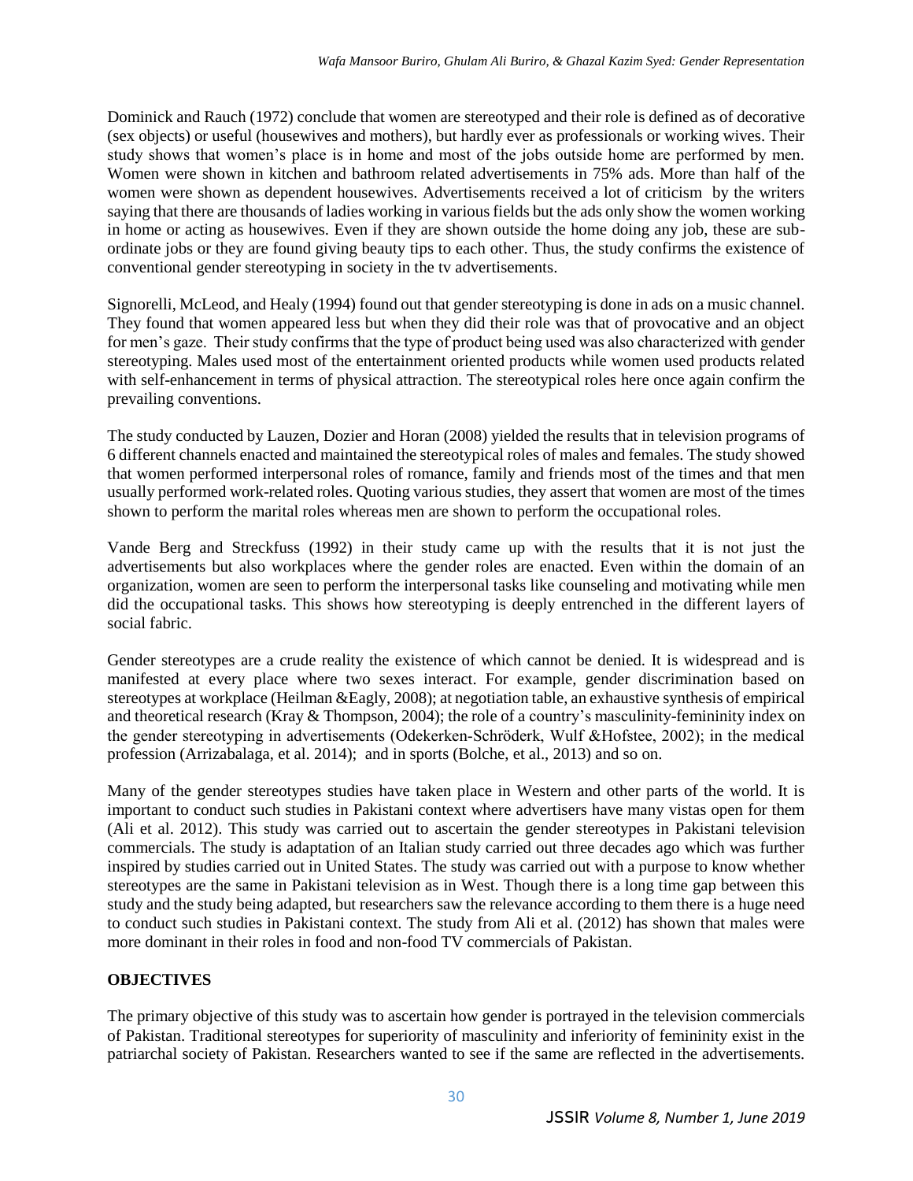Dominick and Rauch (1972) conclude that women are stereotyped and their role is defined as of decorative (sex objects) or useful (housewives and mothers), but hardly ever as professionals or working wives. Their study shows that women's place is in home and most of the jobs outside home are performed by men. Women were shown in kitchen and bathroom related advertisements in 75% ads. More than half of the women were shown as dependent housewives. Advertisements received a lot of criticism by the writers saying that there are thousands of ladies working in various fields but the ads only show the women working in home or acting as housewives. Even if they are shown outside the home doing any job, these are sub-ordinate jobs or they are found giving beauty tips to each other. Thus, the study confirms the existence of conventional gender stereotyping in society in the tv advertisements.

Signorelli, McLeod, and Healy (1994) found out that gender stereotyping is done in ads on a music channel. They found that women appeared less but when they did their role was that of provocative and an object for men's gaze. Their study confirms that the type of product being used was also characterized with gender stereotyping. Males used most of the entertainment oriented products while women used products related with self-enhancement in terms of physical attraction. The stereotypical roles here once again confirm the prevailing conventions.

The study conducted by Lauzen, Dozier and Horan (2008) yielded the results that in television programs of 6 different channels enacted and maintained the stereotypical roles of males and females. The study showed that women performed interpersonal roles of romance, family and friends most of the times and that men usually performed work-related roles. Quoting various studies, they assert that women are most of the times shown to perform the marital roles whereas men are shown to perform the occupational roles.

Vande Berg and Streckfuss (1992) in their study came up with the results that it is not just the advertisements but also workplaces where the gender roles are enacted. Even within the domain of an organization, women are seen to perform the interpersonal tasks like counseling and motivating while men did the occupational tasks. This shows how stereotyping is deeply entrenched in the different layers of social fabric.

Gender stereotypes are a crude reality the existence of which cannot be denied. It is widespread and is manifested at every place where two sexes interact. For example, gender discrimination based on stereotypes at workplace (Heilman &Eagly, 2008); at negotiation table, an exhaustive synthesis of empirical and theoretical research (Kray & Thompson, 2004); the role of a country's masculinity-femininity index on the gender stereotyping in advertisements (Odekerken-Schröderk, Wulf &Hofstee, 2002); in the medical profession (Arrizabalaga, et al. 2014); and in sports (Bolche, et al., 2013) and so on.

Many of the gender stereotypes studies have taken place in Western and other parts of the world. It is important to conduct such studies in Pakistani context where advertisers have many vistas open for them (Ali et al. 2012). This study was carried out to ascertain the gender stereotypes in Pakistani television commercials. The study is adaptation of an Italian study carried out three decades ago which was further inspired by studies carried out in United States. The study was carried out with a purpose to know whether stereotypes are the same in Pakistani television as in West. Though there is a long time gap between this study and the study being adapted, but researchers saw the relevance according to them there is a huge need to conduct such studies in Pakistani context. The study from Ali et al. (2012) has shown that males were more dominant in their roles in food and non-food TV commercials of Pakistan.

## OBJECTIVES

The primary objective of this study was to ascertain how gender is portrayed in the television commercials of Pakistan. Traditional stereotypes for superiority of masculinity and inferiority of femininity exist in the patriarchal society of Pakistan. Researchers wanted to see if the same are reflected in the advertisements.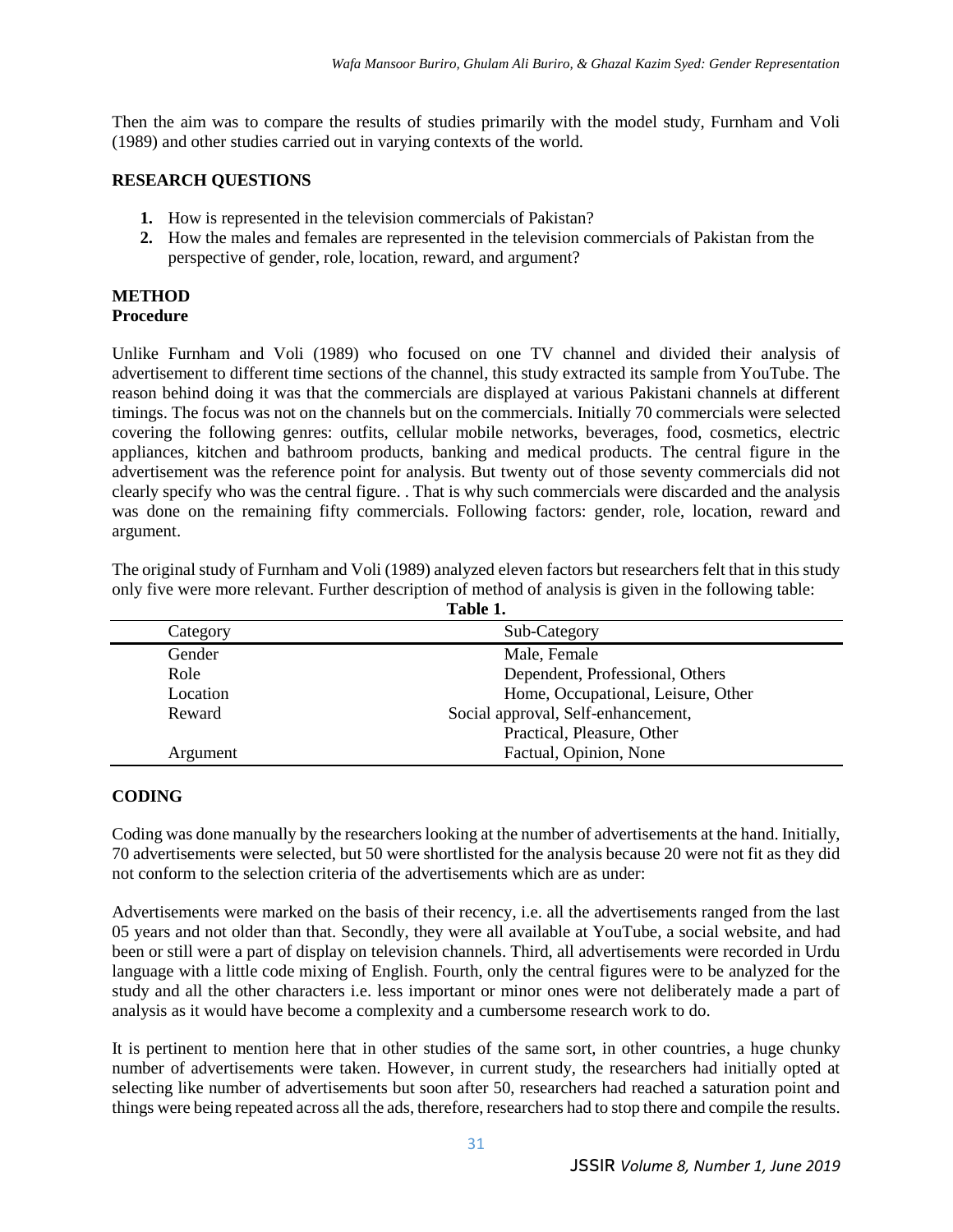Then the aim was to compare the results of studies primarily with the model study, Furnham and Voli (1989) and other studies carried out in varying contexts of the world.

## RESEARCH QUESTIONS

1. How is represented in the television commercials of Pakistan?
2. How the males and females are represented in the television commercials of Pakistan from the perspective of gender, role, location, reward, and argument?

## METHOD

### Procedure

Unlike Furnham and Voli (1989) who focused on one TV channel and divided their analysis of advertisement to different time sections of the channel, this study extracted its sample from YouTube. The reason behind doing it was that the commercials are displayed at various Pakistani channels at different timings. The focus was not on the channels but on the commercials. Initially 70 commercials were selected covering the following genres: outfits, cellular mobile networks, beverages, food, cosmetics, electric appliances, kitchen and bathroom products, banking and medical products. The central figure in the advertisement was the reference point for analysis. But twenty out of those seventy commercials did not clearly specify who was the central figure. . That is why such commercials were discarded and the analysis was done on the remaining fifty commercials. Following factors: gender, role, location, reward and argument.

The original study of Furnham and Voli (1989) analyzed eleven factors but researchers felt that in this study only five were more relevant. Further description of method of analysis is given in the following table:

**Table 1.**

| Category | Sub-Category |
|---|---|
| Gender | Male, Female |
| Role | Dependent, Professional, Others |
| Location | Home, Occupational, Leisure, Other |
| Reward | Social approval, Self-enhancement, Practical, Pleasure, Other |
| Argument | Factual, Opinion, None |

## CODING

Coding was done manually by the researchers looking at the number of advertisements at the hand. Initially, 70 advertisements were selected, but 50 were shortlisted for the analysis because 20 were not fit as they did not conform to the selection criteria of the advertisements which are as under:

Advertisements were marked on the basis of their recency, i.e. all the advertisements ranged from the last 05 years and not older than that. Secondly, they were all available at YouTube, a social website, and had been or still were a part of display on television channels. Third, all advertisements were recorded in Urdu language with a little code mixing of English. Fourth, only the central figures were to be analyzed for the study and all the other characters i.e. less important or minor ones were not deliberately made a part of analysis as it would have become a complexity and a cumbersome research work to do.

It is pertinent to mention here that in other studies of the same sort, in other countries, a huge chunky number of advertisements were taken. However, in current study, the researchers had initially opted at selecting like number of advertisements but soon after 50, researchers had reached a saturation point and things were being repeated across all the ads, therefore, researchers had to stop there and compile the results.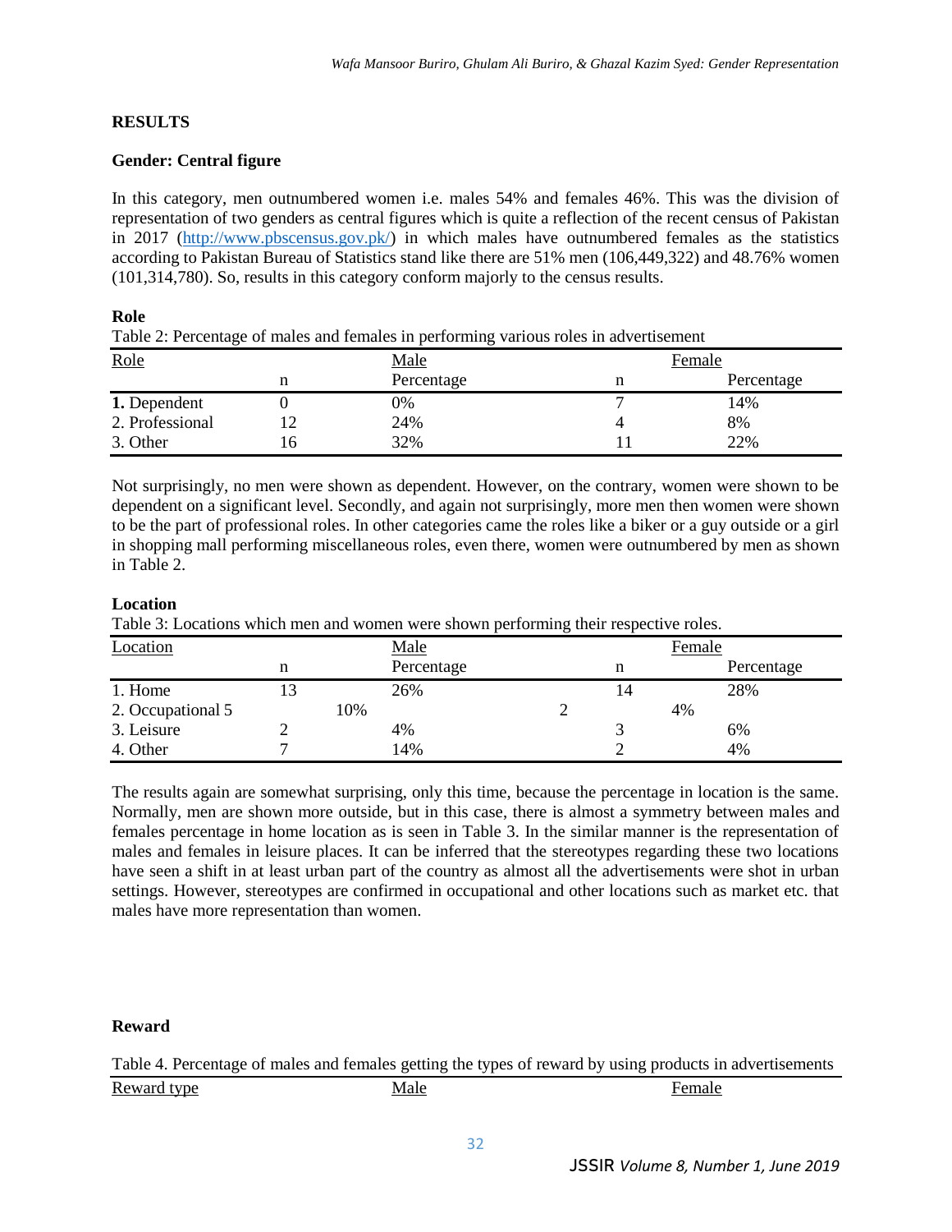## RESULTS

### Gender: Central figure

In this category, men outnumbered women i.e. males 54% and females 46%. This was the division of representation of two genders as central figures which is quite a reflection of the recent census of Pakistan in 2017 (http://www.pbscensus.gov.pk/) in which males have outnumbered females as the statistics according to Pakistan Bureau of Statistics stand like there are 51% men (106,449,322) and 48.76% women (101,314,780). So, results in this category conform majorly to the census results.

### Role

Table 2: Percentage of males and females in performing various roles in advertisement

| Role | Male | | Female | |
|---|---|---|---|---|
| | n | Percentage | n | Percentage |
| **1.** Dependent | 0 | 0% | 7 | 14% |
| 2. Professional | 12 | 24% | 4 | 8% |
| 3. Other | 16 | 32% | 11 | 22% |

Not surprisingly, no men were shown as dependent. However, on the contrary, women were shown to be dependent on a significant level. Secondly, and again not surprisingly, more men then women were shown to be the part of professional roles. In other categories came the roles like a biker or a guy outside or a girl in shopping mall performing miscellaneous roles, even there, women were outnumbered by men as shown in Table 2.

### Location

Table 3: Locations which men and women were shown performing their respective roles.

| Location | Male | | Female | |
|---|---|---|---|---|
| | n | Percentage | n | Percentage |
| 1. Home | 13 | 26% | 14 | 28% |
| 2. Occupational | 5 | 10% | 2 | 4% |
| 3. Leisure | 2 | 4% | 3 | 6% |
| 4. Other | 7 | 14% | 2 | 4% |

The results again are somewhat surprising, only this time, because the percentage in location is the same. Normally, men are shown more outside, but in this case, there is almost a symmetry between males and females percentage in home location as is seen in Table 3. In the similar manner is the representation of males and females in leisure places. It can be inferred that the stereotypes regarding these two locations have seen a shift in at least urban part of the country as almost all the advertisements were shot in urban settings. However, stereotypes are confirmed in occupational and other locations such as market etc. that males have more representation than women.

### Reward

Table 4. Percentage of males and females getting the types of reward by using products in advertisements

| Reward type | Male | Female |
|---|---|---|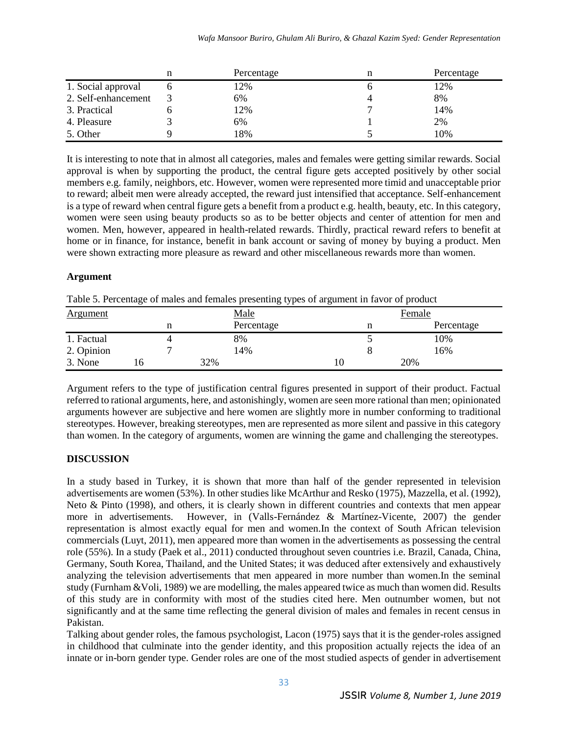| | n | Percentage | n | Percentage |
|---|---|---|---|---|
| 1. Social approval | 6 | 12% | 6 | 12% |
| 2. Self-enhancement | 3 | 6% | 4 | 8% |
| 3. Practical | 6 | 12% | 7 | 14% |
| 4. Pleasure | 3 | 6% | 1 | 2% |
| 5. Other | 9 | 18% | 5 | 10% |

It is interesting to note that in almost all categories, males and females were getting similar rewards. Social approval is when by supporting the product, the central figure gets accepted positively by other social members e.g. family, neighbors, etc. However, women were represented more timid and unacceptable prior to reward; albeit men were already accepted, the reward just intensified that acceptance. Self-enhancement is a type of reward when central figure gets a benefit from a product e.g. health, beauty, etc. In this category, women were seen using beauty products so as to be better objects and center of attention for men and women. Men, however, appeared in health-related rewards. Thirdly, practical reward refers to benefit at home or in finance, for instance, benefit in bank account or saving of money by buying a product. Men were shown extracting more pleasure as reward and other miscellaneous rewards more than women.

**Argument**

Table 5. Percentage of males and females presenting types of argument in favor of product

| Argument | Male | | Female | |
|---|---|---|---|---|
| | n | Percentage | n | Percentage |
| 1. Factual | 4 | 8% | 5 | 10% |
| 2. Opinion | 7 | 14% | 8 | 16% |
| 3. None | 16 | 32% | 10 | 20% |

Argument refers to the type of justification central figures presented in support of their product. Factual referred to rational arguments, here, and astonishingly, women are seen more rational than men; opinionated arguments however are subjective and here women are slightly more in number conforming to traditional stereotypes. However, breaking stereotypes, men are represented as more silent and passive in this category than women. In the category of arguments, women are winning the game and challenging the stereotypes.

## DISCUSSION

In a study based in Turkey, it is shown that more than half of the gender represented in television advertisements are women (53%). In other studies like McArthur and Resko (1975), Mazzella, et al. (1992), Neto & Pinto (1998), and others, it is clearly shown in different countries and contexts that men appear more in advertisements. However, in (Valls-Fernández & Martínez-Vicente, 2007) the gender representation is almost exactly equal for men and women.In the context of South African television commercials (Luyt, 2011), men appeared more than women in the advertisements as possessing the central role (55%). In a study (Paek et al., 2011) conducted throughout seven countries i.e. Brazil, Canada, China, Germany, South Korea, Thailand, and the United States; it was deduced after extensively and exhaustively analyzing the television advertisements that men appeared in more number than women.In the seminal study (Furnham &Voli, 1989) we are modelling, the males appeared twice as much than women did. Results of this study are in conformity with most of the studies cited here. Men outnumber women, but not significantly and at the same time reflecting the general division of males and females in recent census in Pakistan.

Talking about gender roles, the famous psychologist, Lacon (1975) says that it is the gender-roles assigned in childhood that culminate into the gender identity, and this proposition actually rejects the idea of an innate or in-born gender type. Gender roles are one of the most studied aspects of gender in advertisement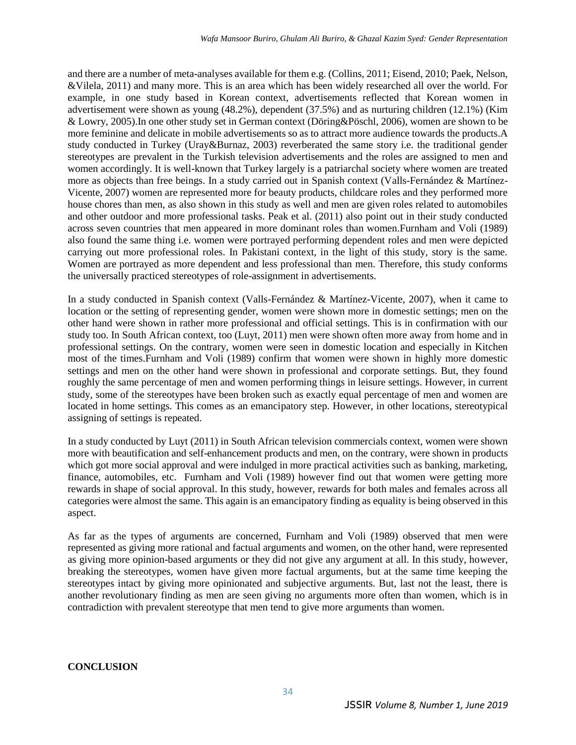and there are a number of meta-analyses available for them e.g. (Collins, 2011; Eisend, 2010; Paek, Nelson, &Vilela, 2011) and many more. This is an area which has been widely researched all over the world. For example, in one study based in Korean context, advertisements reflected that Korean women in advertisement were shown as young (48.2%), dependent (37.5%) and as nurturing children (12.1%) (Kim & Lowry, 2005).In one other study set in German context (Döring&Pöschl, 2006), women are shown to be more feminine and delicate in mobile advertisements so as to attract more audience towards the products.A study conducted in Turkey (Uray&Burnaz, 2003) reverberated the same story i.e. the traditional gender stereotypes are prevalent in the Turkish television advertisements and the roles are assigned to men and women accordingly. It is well-known that Turkey largely is a patriarchal society where women are treated more as objects than free beings. In a study carried out in Spanish context (Valls-Fernández & Martínez-Vicente, 2007) women are represented more for beauty products, childcare roles and they performed more house chores than men, as also shown in this study as well and men are given roles related to automobiles and other outdoor and more professional tasks. Peak et al. (2011) also point out in their study conducted across seven countries that men appeared in more dominant roles than women.Furnham and Voli (1989) also found the same thing i.e. women were portrayed performing dependent roles and men were depicted carrying out more professional roles. In Pakistani context, in the light of this study, story is the same. Women are portrayed as more dependent and less professional than men. Therefore, this study conforms the universally practiced stereotypes of role-assignment in advertisements.

In a study conducted in Spanish context (Valls-Fernández & Martínez-Vicente, 2007), when it came to location or the setting of representing gender, women were shown more in domestic settings; men on the other hand were shown in rather more professional and official settings. This is in confirmation with our study too. In South African context, too (Luyt, 2011) men were shown often more away from home and in professional settings. On the contrary, women were seen in domestic location and especially in Kitchen most of the times.Furnham and Voli (1989) confirm that women were shown in highly more domestic settings and men on the other hand were shown in professional and corporate settings. But, they found roughly the same percentage of men and women performing things in leisure settings. However, in current study, some of the stereotypes have been broken such as exactly equal percentage of men and women are located in home settings. This comes as an emancipatory step. However, in other locations, stereotypical assigning of settings is repeated.

In a study conducted by Luyt (2011) in South African television commercials context, women were shown more with beautification and self-enhancement products and men, on the contrary, were shown in products which got more social approval and were indulged in more practical activities such as banking, marketing, finance, automobiles, etc. Furnham and Voli (1989) however find out that women were getting more rewards in shape of social approval. In this study, however, rewards for both males and females across all categories were almost the same. This again is an emancipatory finding as equality is being observed in this aspect.

As far as the types of arguments are concerned, Furnham and Voli (1989) observed that men were represented as giving more rational and factual arguments and women, on the other hand, were represented as giving more opinion-based arguments or they did not give any argument at all. In this study, however, breaking the stereotypes, women have given more factual arguments, but at the same time keeping the stereotypes intact by giving more opinionated and subjective arguments. But, last not the least, there is another revolutionary finding as men are seen giving no arguments more often than women, which is in contradiction with prevalent stereotype that men tend to give more arguments than women.

## CONCLUSION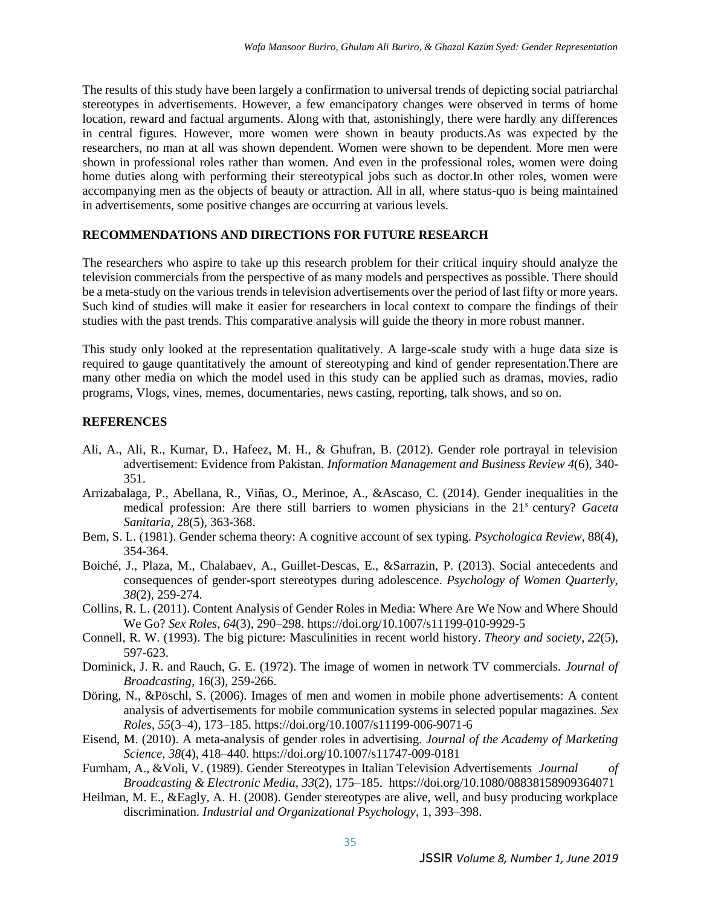The results of this study have been largely a confirmation to universal trends of depicting social patriarchal stereotypes in advertisements. However, a few emancipatory changes were observed in terms of home location, reward and factual arguments. Along with that, astonishingly, there were hardly any differences in central figures. However, more women were shown in beauty products.As was expected by the researchers, no man at all was shown dependent. Women were shown to be dependent. More men were shown in professional roles rather than women. And even in the professional roles, women were doing home duties along with performing their stereotypical jobs such as doctor.In other roles, women were accompanying men as the objects of beauty or attraction. All in all, where status-quo is being maintained in advertisements, some positive changes are occurring at various levels.

## RECOMMENDATIONS AND DIRECTIONS FOR FUTURE RESEARCH

The researchers who aspire to take up this research problem for their critical inquiry should analyze the television commercials from the perspective of as many models and perspectives as possible. There should be a meta-study on the various trends in television advertisements over the period of last fifty or more years. Such kind of studies will make it easier for researchers in local context to compare the findings of their studies with the past trends. This comparative analysis will guide the theory in more robust manner.

This study only looked at the representation qualitatively. A large-scale study with a huge data size is required to gauge quantitatively the amount of stereotyping and kind of gender representation.There are many other media on which the model used in this study can be applied such as dramas, movies, radio programs, Vlogs, vines, memes, documentaries, news casting, reporting, talk shows, and so on.

## REFERENCES

Ali, A., Ali, R., Kumar, D., Hafeez, M. H., & Ghufran, B. (2012). Gender role portrayal in television advertisement: Evidence from Pakistan. *Information Management and Business Review 4*(6), 340-351.

Arrizabalaga, P., Abellana, R., Viñas, O., Merinoe, A., &Ascaso, C. (2014). Gender inequalities in the medical profession: Are there still barriers to women physicians in the 21[s] century? *Gaceta Sanitaria,* 28(5), 363-368.

Bem, S. L. (1981). Gender schema theory: A cognitive account of sex typing. *Psychologica Review,* 88(4), 354-364.

Boiché, J., Plaza, M., Chalabaev, A., Guillet-Descas, E., &Sarrazin, P. (2013). Social antecedents and consequences of gender-sport stereotypes during adolescence. *Psychology of Women Quarterly, 38*(2), 259-274.

Collins, R. L. (2011). Content Analysis of Gender Roles in Media: Where Are We Now and Where Should We Go? *Sex Roles*, *64*(3), 290–298. https://doi.org/10.1007/s11199-010-9929-5

Connell, R. W. (1993). The big picture: Masculinities in recent world history. *Theory and society*, *22*(5), 597-623.

Dominick, J. R. and Rauch, G. E. (1972). The image of women in network TV commercials. *Journal of Broadcasting,* 16(3), 259-266.

Döring, N., &Pöschl, S. (2006). Images of men and women in mobile phone advertisements: A content analysis of advertisements for mobile communication systems in selected popular magazines. *Sex Roles*, *55*(3–4), 173–185. https://doi.org/10.1007/s11199-006-9071-6

Eisend, M. (2010). A meta-analysis of gender roles in advertising. *Journal of the Academy of Marketing Science*, *38*(4), 418–440. https://doi.org/10.1007/s11747-009-0181

Furnham, A., &Voli, V. (1989). Gender Stereotypes in Italian Television Advertisements *Journal of Broadcasting & Electronic Media*, *33*(2), 175–185. https://doi.org/10.1080/08838158909364071

Heilman, M. E., &Eagly, A. H. (2008). Gender stereotypes are alive, well, and busy producing workplace discrimination. *Industrial and Organizational Psychology*, 1, 393–398.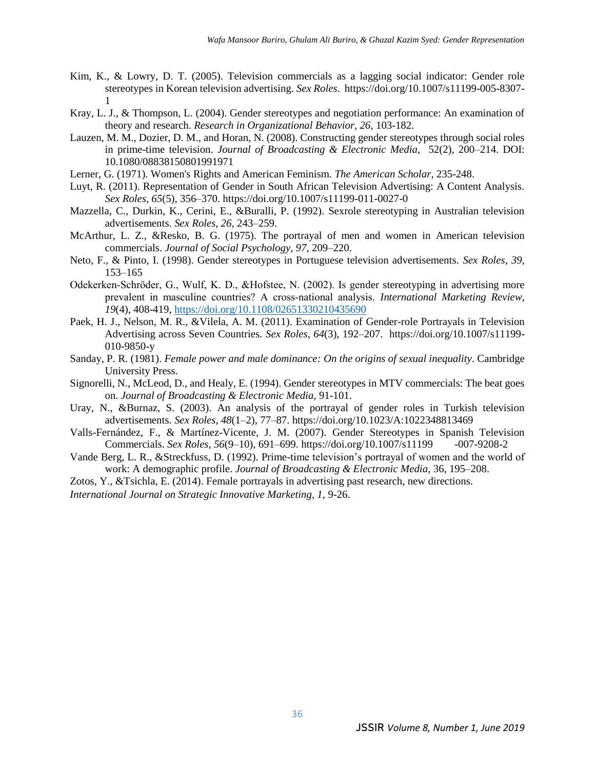Kim, K., & Lowry, D. T. (2005). Television commercials as a lagging social indicator: Gender role stereotypes in Korean television advertising. *Sex Roles*. https://doi.org/10.1007/s11199-005-8307-1

Kray, L. J., & Thompson, L. (2004). Gender stereotypes and negotiation performance: An examination of theory and research. *Research in Organizational Behavior*, *26*, 103-182.

Lauzen, M. M., Dozier, D. M., and Horan, N. (2008). Constructing gender stereotypes through social roles in prime-time television. *Journal of Broadcasting & Electronic Media*, 52(2), 200–214. DOI: 10.1080/08838150801991971

Lerner, G. (1971). Women's Rights and American Feminism. *The American Scholar*, 235-248.

Luyt, R. (2011). Representation of Gender in South African Television Advertising: A Content Analysis. *Sex Roles*, *65*(5), 356–370. https://doi.org/10.1007/s11199-011-0027-0

Mazzella, C., Durkin, K., Cerini, E., &Buralli, P. (1992). Sexrole stereotyping in Australian television advertisements. *Sex Roles, 26*, 243–259.

McArthur, L. Z., &Resko, B. G. (1975). The portrayal of men and women in American television commercials. *Journal of Social Psychology, 97*, 209–220.

Neto, F., & Pinto, I. (1998). Gender stereotypes in Portuguese television advertisements. *Sex Roles*, *39*, 153–165

Odekerken-Schröder, G., Wulf, K. D., &Hofstee, N. (2002). Is gender stereotyping in advertising more prevalent in masculine countries? A cross-national analysis. *International Marketing Review, 19*(4), 408-419, https://doi.org/10.1108/02651330210435690

Paek, H. J., Nelson, M. R., &Vilela, A. M. (2011). Examination of Gender-role Portrayals in Television Advertising across Seven Countries. *Sex Roles*, *64*(3), 192–207. https://doi.org/10.1007/s11199-010-9850-y

Sanday, P. R. (1981). *Female power and male dominance: On the origins of sexual inequality*. Cambridge University Press.

Signorelli, N., McLeod, D., and Healy, E. (1994). Gender stereotypes in MTV commercials: The beat goes on. *Journal of Broadcasting & Electronic Media,* 91-101.

Uray, N., &Burnaz, S. (2003). An analysis of the portrayal of gender roles in Turkish television advertisements. *Sex Roles*, *48*(1–2), 77–87. https://doi.org/10.1023/A:1022348813469

Valls-Fernández, F., & Martínez-Vicente, J. M. (2007). Gender Stereotypes in Spanish Television Commercials. *Sex Roles*, *56*(9–10), 691–699. https://doi.org/10.1007/s11199 -007-9208-2

Vande Berg, L. R., &Streckfuss, D. (1992). Prime-time television's portrayal of women and the world of work: A demographic profile. *Journal of Broadcasting & Electronic Media*, 36, 195–208.

Zotos, Y., &Tsichla, E. (2014). Female portrayals in advertising past research, new directions. *International Journal on Strategic Innovative Marketing, 1*, 9-26.